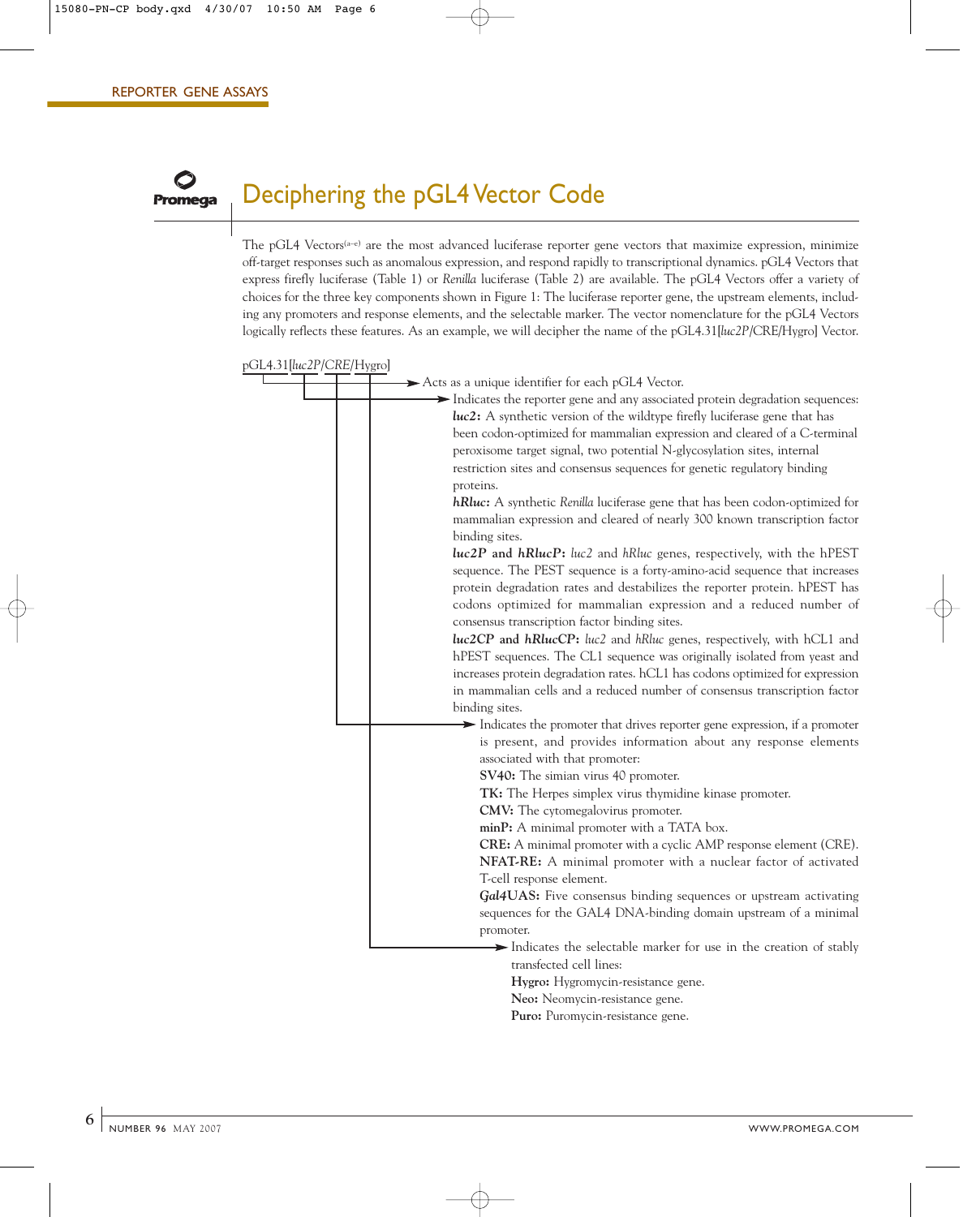# Deciphering the pGL4 Vector Code

The pGL4 Vectors[a–e] are the most advanced luciferase reporter gene vectors that maximize expression, minimize off-target responses such as anomalous expression, and respond rapidly to transcriptional dynamics. pGL4 Vectors that express firefly luciferase (Table 1) or *Renilla* luciferase (Table 2) are available. The pGL4 Vectors offer a variety of choices for the three key components shown in Figure 1: The luciferase reporter gene, the upstream elements, including any promoters and response elements, and the selectable marker. The vector nomenclature for the pGL4 Vectors logically reflects these features. As an example, we will decipher the name of the pGL4.31[*luc2P*/CRE/Hygro] Vector.

pGL4.31[*luc2P*/*CRE*/Hygro]

- **pGL4.31** → Acts as a unique identifier for each pGL4 Vector.
- ***luc2P*** → Indicates the reporter gene and any associated protein degradation sequences:
  - ***luc2*:** A synthetic version of the wildtype firefly luciferase gene that has been codon-optimized for mammalian expression and cleared of a C-terminal peroxisome target signal, two potential N-glycosylation sites, internal restriction sites and consensus sequences for genetic regulatory binding proteins.
  - ***hRluc*:** A synthetic *Renilla* luciferase gene that has been codon-optimized for mammalian expression and cleared of nearly 300 known transcription factor binding sites.
  - ***luc2P* and *hRlucP*:** *luc2* and *hRluc* genes, respectively, with the hPEST sequence. The PEST sequence is a forty-amino-acid sequence that increases protein degradation rates and destabilizes the reporter protein. hPEST has codons optimized for mammalian expression and a reduced number of consensus transcription factor binding sites.
  - ***luc2CP* and *hRlucCP*:** *luc2* and *hRluc* genes, respectively, with hCL1 and hPEST sequences. The CL1 sequence was originally isolated from yeast and increases protein degradation rates. hCL1 has codons optimized for expression in mammalian cells and a reduced number of consensus transcription factor binding sites.
- ***CRE*** → Indicates the promoter that drives reporter gene expression, if a promoter is present, and provides information about any response elements associated with that promoter:
  - **SV40:** The simian virus 40 promoter.
  - **TK:** The Herpes simplex virus thymidine kinase promoter.
  - **CMV:** The cytomegalovirus promoter.
  - **minP:** A minimal promoter with a TATA box.
  - **CRE:** A minimal promoter with a cyclic AMP response element (CRE).
  - **NFAT-RE:** A minimal promoter with a nuclear factor of activated T-cell response element.
  - ***Gal4*UAS:** Five consensus binding sequences or upstream activating sequences for the GAL4 DNA-binding domain upstream of a minimal promoter.
- **Hygro** → Indicates the selectable marker for use in the creation of stably transfected cell lines:
  - **Hygro:** Hygromycin-resistance gene.
  - **Neo:** Neomycin-resistance gene.
  - **Puro:** Puromycin-resistance gene.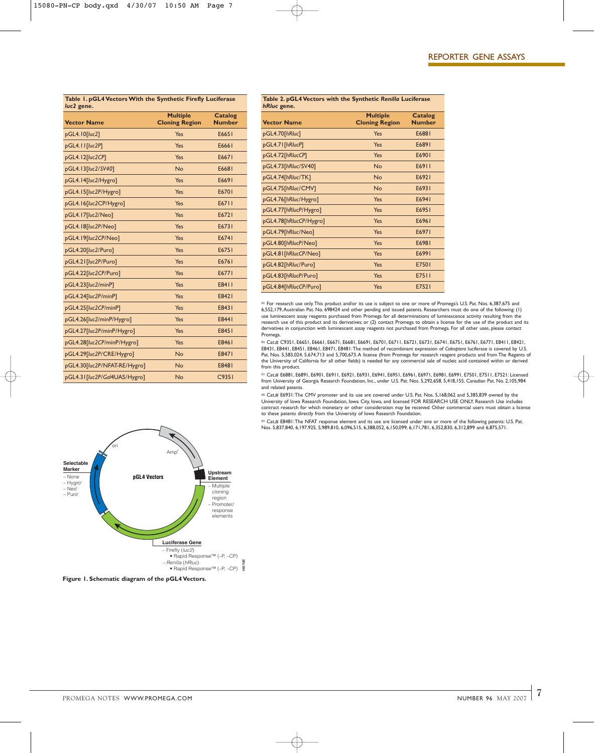**Table 1. pGL4 Vectors With the Synthetic Firefly Luciferase *luc2* gene.**

| Vector Name | Multiple Cloning Region | Catalog Number |
|---|---|---|
| pGL4.10[*luc2*] | Yes | E6651 |
| pGL4.11[*luc2P*] | Yes | E6661 |
| pGL4.12[*luc2CP*] | Yes | E6671 |
| pGL4.13[*luc2/SV40*] | No | E6681 |
| pGL4.14[*luc2*/Hygro] | Yes | E6691 |
| pGL4.15[*luc2P*/Hygro] | Yes | E6701 |
| pGL4.16[*luc2*CP/Hygro] | Yes | E6711 |
| pGL4.17[*luc2*/Neo] | Yes | E6721 |
| pGL4.18[*luc2P*/Neo] | Yes | E6731 |
| pGL4.19[*luc2CP*/Neo] | Yes | E6741 |
| pGL4.20[*luc2*/Puro] | Yes | E6751 |
| pGL4.21[*luc2P*/Puro] | Yes | E6761 |
| pGL4.22[*luc2CP*/Puro] | Yes | E6771 |
| pGL4.23[*luc2*/minP] | Yes | E8411 |
| pGL4.24[*luc2P*/minP] | Yes | E8421 |
| pGL4.25[*luc2CP*/minP] | Yes | E8431 |
| pGL4.26[*luc2*/minP/Hygro] | Yes | E8441 |
| pGL4.27[luc2P/minP/Hygro] | Yes | E8451 |
| pGL4.28[*luc2CP*/minP/Hygro] | Yes | E8461 |
| pGL4.29[*luc2P*/CRE/Hygro] | No | E8471 |
| pGL4.30[*luc2P*/NFAT-RE/Hygro] | No | E8481 |
| pGL4.31[*luc2P*/*Gal4*UAS/Hygro] | No | C9351 |

**Table 2. pGL4 Vectors with the Synthetic *Renilla* Luciferase *hRluc* gene.**

| Vector Name | Multiple Cloning Region | Catalog Number |
|---|---|---|
| pGL4.70[*hRluc*] | Yes | E6881 |
| pGL4.71[*hRlucP*] | Yes | E6891 |
| pGL4.72[*hRlucCP*] | Yes | E6901 |
| pGL4.73[*hRluc*/SV40] | No | E6911 |
| pGL4.74[*hRluc*/TK] | No | E6921 |
| pGL4.75[*hRluc*/CMV] | No | E6931 |
| pGL4.76[*hRluc*/Hygro] | Yes | E6941 |
| pGL4.77[*hRlucP*/Hygro] | Yes | E6951 |
| pGL4.78[*hRlucCP*/Hygro] | Yes | E6961 |
| pGL4.79[*hRluc*/Neo] | Yes | E6971 |
| pGL4.80[*hRlucP*/Neo] | Yes | E6981 |
| pGL4.81[*hRlucCP*/Neo] | Yes | E6991 |
| pGL4.82[*hRluc*/Puro] | Yes | E7501 |
| pGL4.83[*hRlucP*/Puro] | Yes | E7511 |
| pGL4.84[*hRlucCP*/Puro] | Yes | E7521 |

[a] For research use only. This product and/or its use is subject to one or more of Promega's U.S. Pat. Nos. 6,387,675 and 6,552,179, Australian Pat. No. 698424 and other pending and issued patents. Researchers must do one of the following: (1) use luminescent assay reagents purchased from Promega for all determinations of luminescence activity resulting from the research use of this product and its derivatives; or (2) contact Promega to obtain a license for the use of the product and its derivatives in conjunction with luminescent assay reagents not purchased from Promega. For all other uses, please contact Promega.

[b] Cat.# C9351, E6651, E6661, E6671, E6681, E6691, E6701, E6711, E6721, E6731, E6741, E6751, E6761, E6771, E8411, E8421, E8431, E8441, E8451, E8461, E8471, E8481: The method of recombinant expression of *Coleoptera* luciferase is covered by U.S. Pat. Nos. 5,583,024, 5,674,713 and 5,700,673. A license (from Promega for research reagent products and from The Regents of the University of California for all other fields) is needed for any commercial sale of nucleic acid contained within or derived from this product.

[c] Cat.# E6881, E6891, E6901, E6911, E6921, E6931, E6941, E6951, E6961, E6971, E6981, E6991, E7501, E7511, E7521: Licensed from University of Georgia Research Foundation, Inc., under U.S. Pat. Nos. 5,292,658, 5,418,155, Canadian Pat. No. 2,105,984 and related patents.

[d] Cat.# E6931: The CMV promoter and its use are covered under U.S. Pat. Nos. 5,168,062 and 5,385,839 owned by the University of Iowa Research Foundation, Iowa City, Iowa, and licensed FOR RESEARCH USE ONLY. Research Use includes contract research for which monetary or other consideration may be received. Other commercial users must obtain a license to these patents directly from the University of Iowa Research Foundation.

[e] Cat.# E8481: The NFAT response element and its use are licensed under one or more of the following patents: U.S. Pat. Nos. 5,837,840, 6,197,925, 5,989,810, 6,096,515, 6,388,052, 6,150,099, 6,171,781, 6,352,830, 6,312,899 and 6,875,571.

pGL4 Vectors

ori

Amp$^r$

Selectable Marker
– None
– Hygro$^r$
– Neo$^r$
– Puro$^r$

Upstream Element
– Multiple cloning region
– Promoter/response elements

Luciferase Gene
– Firefly (*luc2*)
• Rapid Response™ (–P, –CP)
– *Renilla* (*hRluc*)
• Rapid Response™ (–P, –CP)

4897ME

**Figure 1. Schematic diagram of the pGL4 Vectors.**